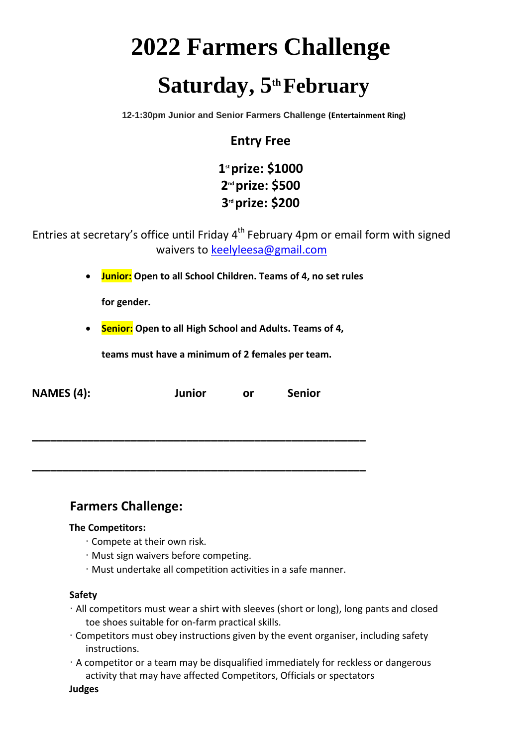# 2022 Farmers Challenge

# Saturday, 5th February

**12-1:30pm Junior and Senior Farmers Challenge (Entertainment Ring)**

### Entry Free

**1st prize: $1000**
**2nd prize: $500**
**3rd prize: $200**

Entries at secretary's office until Friday 4th February 4pm or email form with signed waivers to keelyleesa@gmail.com

- **Junior: Open to all School Children. Teams of 4, no set rules for gender.**
- **Senior: Open to all High School and Adults. Teams of 4, teams must have a minimum of 2 females per team.**

**NAMES (4):** **Junior** **or** **Senior**

\_\_\_\_\_\_\_\_\_\_\_\_\_\_\_\_\_\_\_\_\_\_\_\_\_\_\_\_\_\_\_\_\_\_\_\_\_\_\_\_\_\_\_\_\_\_\_\_\_\_

\_\_\_\_\_\_\_\_\_\_\_\_\_\_\_\_\_\_\_\_\_\_\_\_\_\_\_\_\_\_\_\_\_\_\_\_\_\_\_\_\_\_\_\_\_\_\_\_\_\_

## Farmers Challenge:

**The Competitors:**

- Compete at their own risk.
- Must sign waivers before competing.
- Must undertake all competition activities in a safe manner.

**Safety**

- All competitors must wear a shirt with sleeves (short or long), long pants and closed toe shoes suitable for on-farm practical skills.
- Competitors must obey instructions given by the event organiser, including safety instructions.
- A competitor or a team may be disqualified immediately for reckless or dangerous activity that may have affected Competitors, Officials or spectators

**Judges**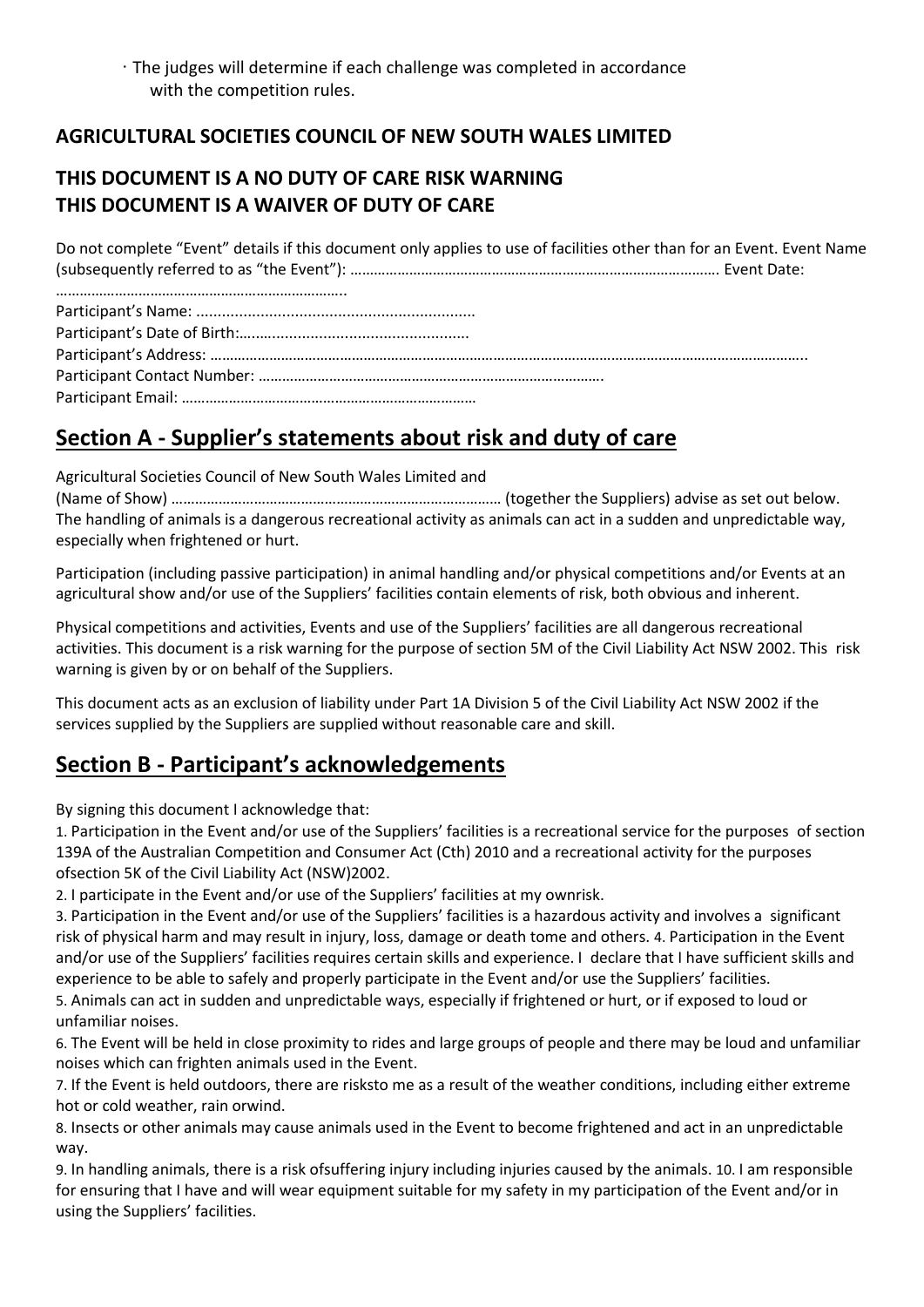· The judges will determine if each challenge was completed in accordance with the competition rules.

**AGRICULTURAL SOCIETIES COUNCIL OF NEW SOUTH WALES LIMITED**

**THIS DOCUMENT IS A NO DUTY OF CARE RISK WARNING**
**THIS DOCUMENT IS A WAIVER OF DUTY OF CARE**

Do not complete "Event" details if this document only applies to use of facilities other than for an Event. Event Name (subsequently referred to as "the Event"): …………………………………………………………………………………. Event Date: ………………………………………………………………..

Participant's Name: .................................................................
Participant's Date of Birth:…...................................................
Participant's Address: ……………………………………………………………………………………………………………………………………..
Participant Contact Number: …………………………………………………………………………….
Participant Email: …………………………………………………………………

## Section A - Supplier's statements about risk and duty of care

Agricultural Societies Council of New South Wales Limited and
(Name of Show) ……………………………………………………………………….. (together the Suppliers) advise as set out below. The handling of animals is a dangerous recreational activity as animals can act in a sudden and unpredictable way, especially when frightened or hurt.

Participation (including passive participation) in animal handling and/or physical competitions and/or Events at an agricultural show and/or use of the Suppliers' facilities contain elements of risk, both obvious and inherent.

Physical competitions and activities, Events and use of the Suppliers' facilities are all dangerous recreational activities. This document is a risk warning for the purpose of section 5M of the Civil Liability Act NSW 2002. This risk warning is given by or on behalf of the Suppliers.

This document acts as an exclusion of liability under Part 1A Division 5 of the Civil Liability Act NSW 2002 if the services supplied by the Suppliers are supplied without reasonable care and skill.

## Section B - Participant's acknowledgements

By signing this document I acknowledge that:

1. Participation in the Event and/or use of the Suppliers' facilities is a recreational service for the purposes of section 139A of the Australian Competition and Consumer Act (Cth) 2010 and a recreational activity for the purposes ofsection 5K of the Civil Liability Act (NSW)2002.
2. I participate in the Event and/or use of the Suppliers' facilities at my ownrisk.
3. Participation in the Event and/or use of the Suppliers' facilities is a hazardous activity and involves a significant risk of physical harm and may result in injury, loss, damage or death tome and others.
4. Participation in the Event and/or use of the Suppliers' facilities requires certain skills and experience. I declare that I have sufficient skills and experience to be able to safely and properly participate in the Event and/or use the Suppliers' facilities.
5. Animals can act in sudden and unpredictable ways, especially if frightened or hurt, or if exposed to loud or unfamiliar noises.
6. The Event will be held in close proximity to rides and large groups of people and there may be loud and unfamiliar noises which can frighten animals used in the Event.
7. If the Event is held outdoors, there are risksto me as a result of the weather conditions, including either extreme hot or cold weather, rain orwind.
8. Insects or other animals may cause animals used in the Event to become frightened and act in an unpredictable way.
9. In handling animals, there is a risk ofsuffering injury including injuries caused by the animals.
10. I am responsible for ensuring that I have and will wear equipment suitable for my safety in my participation of the Event and/or in using the Suppliers' facilities.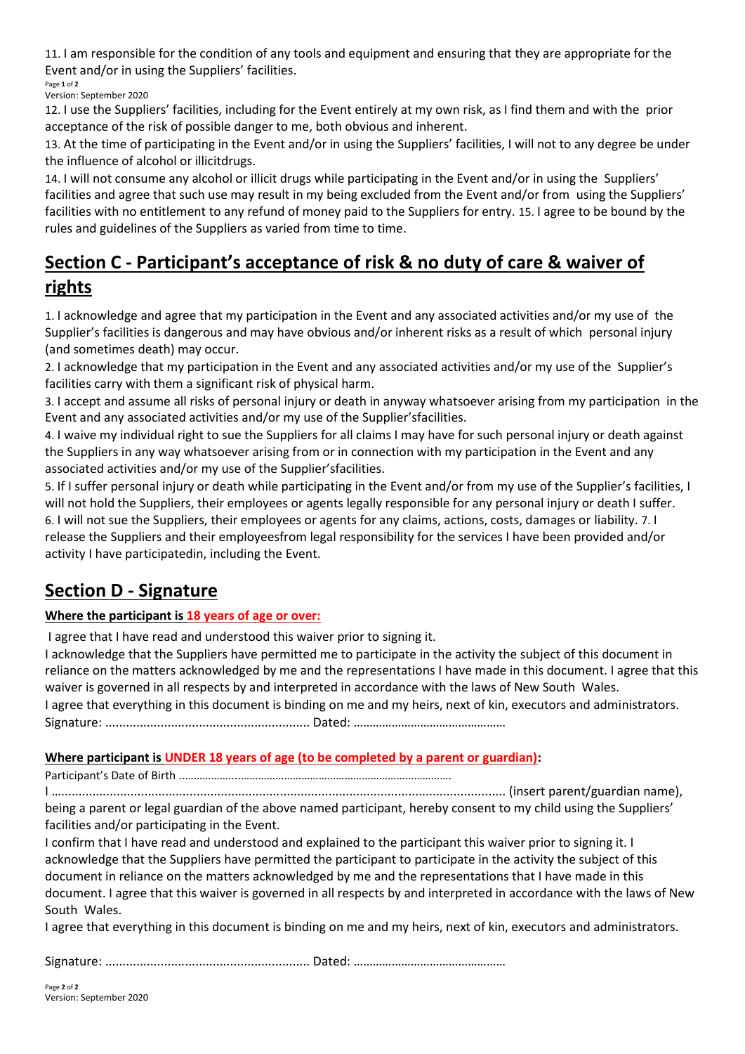11. I am responsible for the condition of any tools and equipment and ensuring that they are appropriate for the Event and/or in using the Suppliers' facilities.

12. I use the Suppliers' facilities, including for the Event entirely at my own risk, as I find them and with the prior acceptance of the risk of possible danger to me, both obvious and inherent.

13. At the time of participating in the Event and/or in using the Suppliers' facilities, I will not to any degree be under the influence of alcohol or illicitdrugs.

14. I will not consume any alcohol or illicit drugs while participating in the Event and/or in using the Suppliers' facilities and agree that such use may result in my being excluded from the Event and/or from using the Suppliers' facilities with no entitlement to any refund of money paid to the Suppliers for entry. 15. I agree to be bound by the rules and guidelines of the Suppliers as varied from time to time.

## Section C - Participant's acceptance of risk & no duty of care & waiver of rights

1. I acknowledge and agree that my participation in the Event and any associated activities and/or my use of the Supplier's facilities is dangerous and may have obvious and/or inherent risks as a result of which personal injury (and sometimes death) may occur.

2. I acknowledge that my participation in the Event and any associated activities and/or my use of the Supplier's facilities carry with them a significant risk of physical harm.

3. I accept and assume all risks of personal injury or death in anyway whatsoever arising from my participation in the Event and any associated activities and/or my use of the Supplier'sfacilities.

4. I waive my individual right to sue the Suppliers for all claims I may have for such personal injury or death against the Suppliers in any way whatsoever arising from or in connection with my participation in the Event and any associated activities and/or my use of the Supplier'sfacilities.

5. If I suffer personal injury or death while participating in the Event and/or from my use of the Supplier's facilities, I will not hold the Suppliers, their employees or agents legally responsible for any personal injury or death I suffer.

6. I will not sue the Suppliers, their employees or agents for any claims, actions, costs, damages or liability. 7. I release the Suppliers and their employeesfrom legal responsibility for the services I have been provided and/or activity I have participatedin, including the Event.

## Section D - Signature

**Where the participant is 18 years of age or over:**

I agree that I have read and understood this waiver prior to signing it.

I acknowledge that the Suppliers have permitted me to participate in the activity the subject of this document in reliance on the matters acknowledged by me and the representations I have made in this document. I agree that this waiver is governed in all respects by and interpreted in accordance with the laws of New South Wales.

I agree that everything in this document is binding on me and my heirs, next of kin, executors and administrators.

Signature: ........................................................... Dated: …………………………………………

**Where participant is UNDER 18 years of age (to be completed by a parent or guardian):**

Participant's Date of Birth ………………………………………………………………………………….

I …………………………………………………………………………………………………………………….. (insert parent/guardian name), being a parent or legal guardian of the above named participant, hereby consent to my child using the Suppliers' facilities and/or participating in the Event.

I confirm that I have read and understood and explained to the participant this waiver prior to signing it. I acknowledge that the Suppliers have permitted the participant to participate in the activity the subject of this document in reliance on the matters acknowledged by me and the representations that I have made in this document. I agree that this waiver is governed in all respects by and interpreted in accordance with the laws of New South Wales.

I agree that everything in this document is binding on me and my heirs, next of kin, executors and administrators.

Signature: ........................................................... Dated: …………………………………………